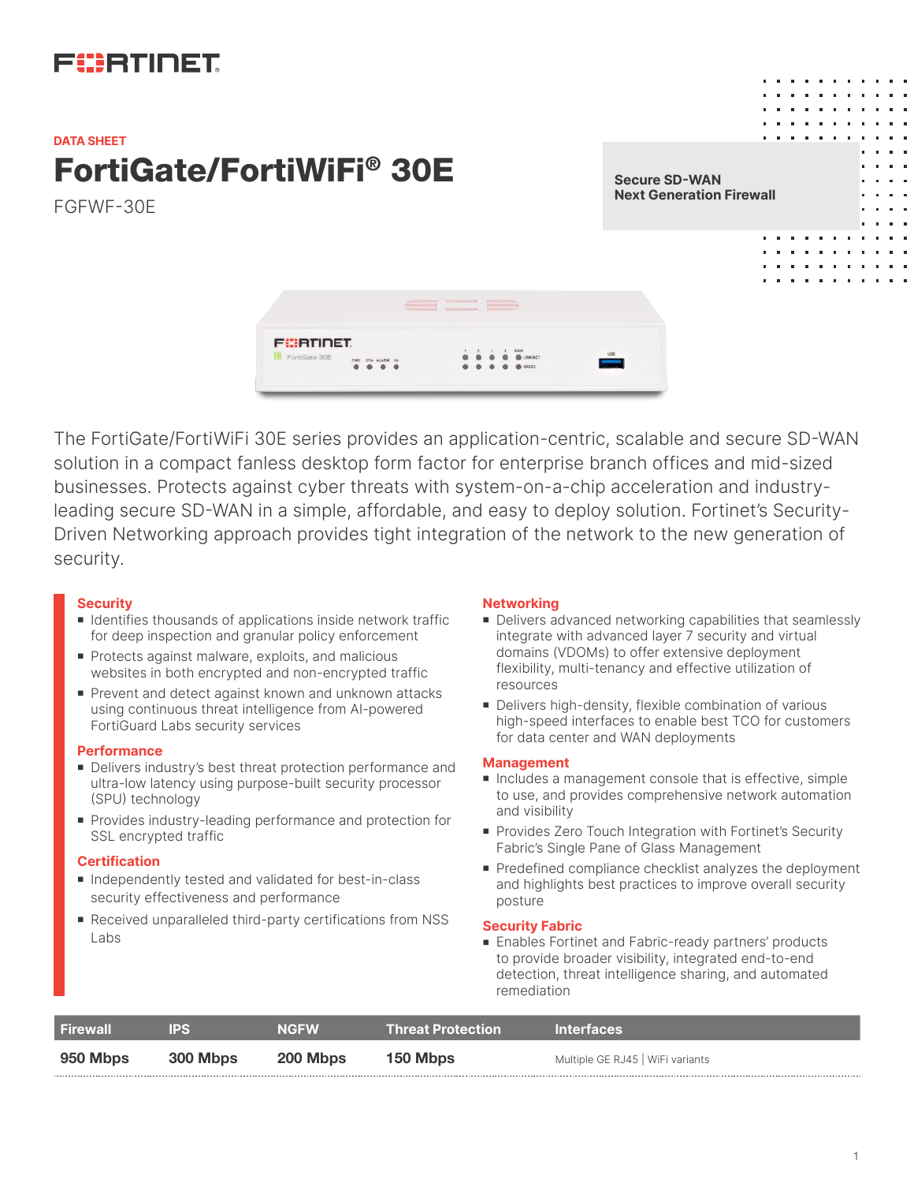DATA SHEET

# FortiGate/FortiWiFi® 30E

FGFWF-30E

**Secure SD-WAN**
**Next Generation Firewall**

The FortiGate/FortiWiFi 30E series provides an application-centric, scalable and secure SD-WAN solution in a compact fanless desktop form factor for enterprise branch offices and mid-sized businesses. Protects against cyber threats with system-on-a-chip acceleration and industry-leading secure SD-WAN in a simple, affordable, and easy to deploy solution. Fortinet's Security-Driven Networking approach provides tight integration of the network to the new generation of security.

### Security

- Identifies thousands of applications inside network traffic for deep inspection and granular policy enforcement
- Protects against malware, exploits, and malicious websites in both encrypted and non-encrypted traffic
- Prevent and detect against known and unknown attacks using continuous threat intelligence from AI-powered FortiGuard Labs security services

### Performance

- Delivers industry's best threat protection performance and ultra-low latency using purpose-built security processor (SPU) technology
- Provides industry-leading performance and protection for SSL encrypted traffic

### Certification

- Independently tested and validated for best-in-class security effectiveness and performance
- Received unparalleled third-party certifications from NSS Labs

### Networking

- Delivers advanced networking capabilities that seamlessly integrate with advanced layer 7 security and virtual domains (VDOMs) to offer extensive deployment flexibility, multi-tenancy and effective utilization of resources
- Delivers high-density, flexible combination of various high-speed interfaces to enable best TCO for customers for data center and WAN deployments

### Management

- Includes a management console that is effective, simple to use, and provides comprehensive network automation and visibility
- Provides Zero Touch Integration with Fortinet's Security Fabric's Single Pane of Glass Management
- Predefined compliance checklist analyzes the deployment and highlights best practices to improve overall security posture

### Security Fabric

- Enables Fortinet and Fabric-ready partners' products to provide broader visibility, integrated end-to-end detection, threat intelligence sharing, and automated remediation

| Firewall | IPS | NGFW | Threat Protection | Interfaces |
|---|---|---|---|---|
| 950 Mbps | 300 Mbps | 200 Mbps | 150 Mbps | Multiple GE RJ45 \| WiFi variants |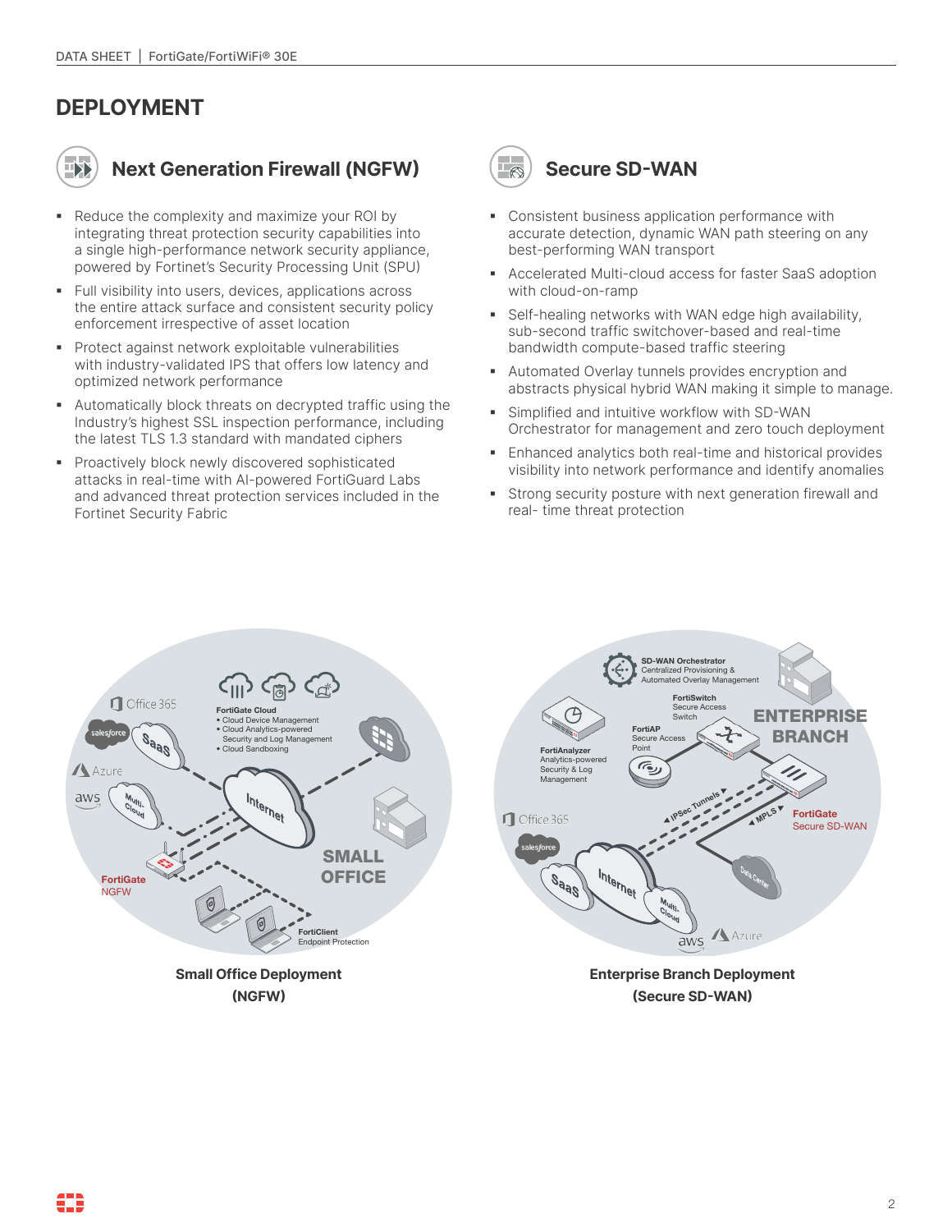## DEPLOYMENT

### Next Generation Firewall (NGFW)

- Reduce the complexity and maximize your ROI by integrating threat protection security capabilities into a single high-performance network security appliance, powered by Fortinet's Security Processing Unit (SPU)
- Full visibility into users, devices, applications across the entire attack surface and consistent security policy enforcement irrespective of asset location
- Protect against network exploitable vulnerabilities with industry-validated IPS that offers low latency and optimized network performance
- Automatically block threats on decrypted traffic using the Industry's highest SSL inspection performance, including the latest TLS 1.3 standard with mandated ciphers
- Proactively block newly discovered sophisticated attacks in real-time with AI-powered FortiGuard Labs and advanced threat protection services included in the Fortinet Security Fabric

### Secure SD-WAN

- Consistent business application performance with accurate detection, dynamic WAN path steering on any best-performing WAN transport
- Accelerated Multi-cloud access for faster SaaS adoption with cloud-on-ramp
- Self-healing networks with WAN edge high availability, sub-second traffic switchover-based and real-time bandwidth compute-based traffic steering
- Automated Overlay tunnels provides encryption and abstracts physical hybrid WAN making it simple to manage.
- Simplified and intuitive workflow with SD-WAN Orchestrator for management and zero touch deployment
- Enhanced analytics both real-time and historical provides visibility into network performance and identify anomalies
- Strong security posture with next generation firewall and real- time threat protection

Office 365
salesforce
SaaS
Azure
aws
Multi-Cloud
FortiGate Cloud
• Cloud Device Management
• Cloud Analytics-powered Security and Log Management
• Cloud Sandboxing
Internet
SMALL OFFICE
FortiGate NGFW
FortiClient Endpoint Protection

**Small Office Deployment (NGFW)**

SD-WAN Orchestrator
Centralized Provisioning & Automated Overlay Management
FortiSwitch Secure Access Switch
ENTERPRISE BRANCH
FortiAP Secure Access Point
FortiAnalyzer Analytics-powered Security & Log Management
Office 365
salesforce
IPSec Tunnels
MPLS
FortiGate Secure SD-WAN
SaaS
Internet
Multi-Cloud
Data Center
aws
Azure

**Enterprise Branch Deployment (Secure SD-WAN)**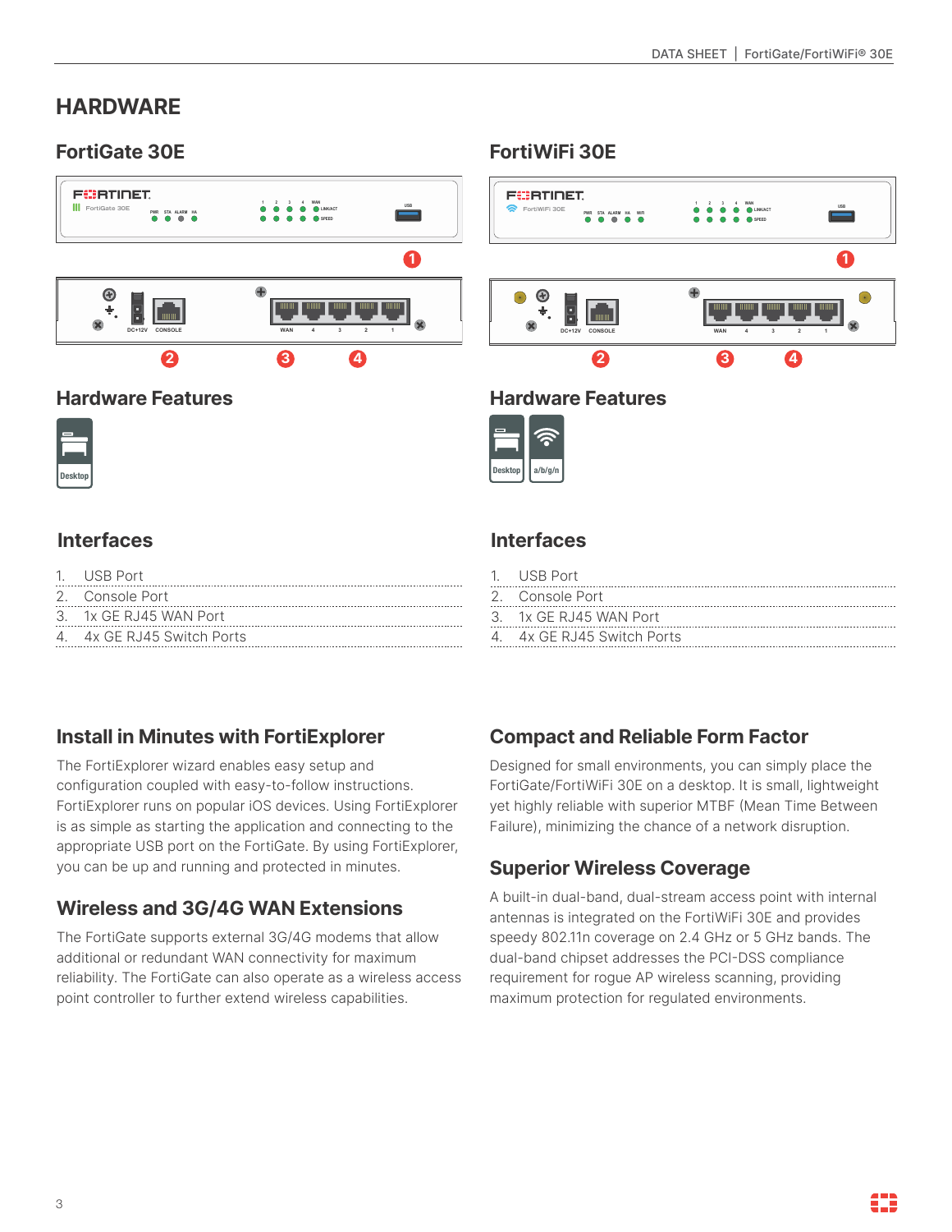# HARDWARE

## FortiGate 30E

### Hardware Features

Desktop

### Interfaces

1. USB Port
2. Console Port
3. 1x GE RJ45 WAN Port
4. 4x GE RJ45 Switch Ports

## FortiWiFi 30E

### Hardware Features

Desktop

a/b/g/n

### Interfaces

1. USB Port
2. Console Port
3. 1x GE RJ45 WAN Port
4. 4x GE RJ45 Switch Ports

## Install in Minutes with FortiExplorer

The FortiExplorer wizard enables easy setup and configuration coupled with easy-to-follow instructions. FortiExplorer runs on popular iOS devices. Using FortiExplorer is as simple as starting the application and connecting to the appropriate USB port on the FortiGate. By using FortiExplorer, you can be up and running and protected in minutes.

## Wireless and 3G/4G WAN Extensions

The FortiGate supports external 3G/4G modems that allow additional or redundant WAN connectivity for maximum reliability. The FortiGate can also operate as a wireless access point controller to further extend wireless capabilities.

## Compact and Reliable Form Factor

Designed for small environments, you can simply place the FortiGate/FortiWiFi 30E on a desktop. It is small, lightweight yet highly reliable with superior MTBF (Mean Time Between Failure), minimizing the chance of a network disruption.

## Superior Wireless Coverage

A built-in dual-band, dual-stream access point with internal antennas is integrated on the FortiWiFi 30E and provides speedy 802.11n coverage on 2.4 GHz or 5 GHz bands. The dual-band chipset addresses the PCI-DSS compliance requirement for rogue AP wireless scanning, providing maximum protection for regulated environments.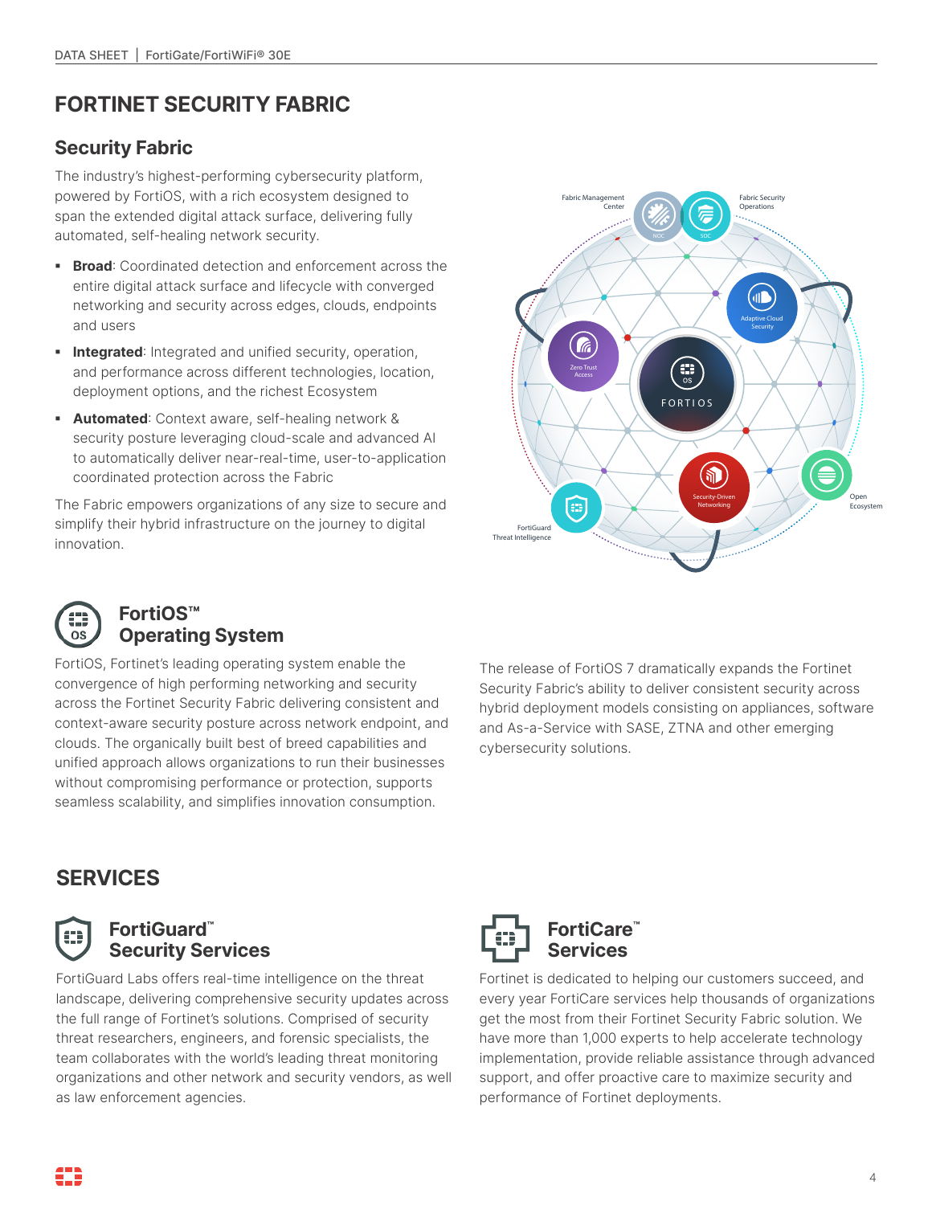# FORTINET SECURITY FABRIC

## Security Fabric

The industry's highest-performing cybersecurity platform, powered by FortiOS, with a rich ecosystem designed to span the extended digital attack surface, delivering fully automated, self-healing network security.

- **Broad**: Coordinated detection and enforcement across the entire digital attack surface and lifecycle with converged networking and security across edges, clouds, endpoints and users
- **Integrated**: Integrated and unified security, operation, and performance across different technologies, location, deployment options, and the richest Ecosystem
- **Automated**: Context aware, self-healing network & security posture leveraging cloud-scale and advanced AI to automatically deliver near-real-time, user-to-application coordinated protection across the Fabric

The Fabric empowers organizations of any size to secure and simplify their hybrid infrastructure on the journey to digital innovation.

Fabric Management Center
NOC
SOC
Fabric Security Operations
Adaptive Cloud Security
Zero Trust Access
OS
FORTIOS
Security-Driven Networking
Open Ecosystem
FortiGuard Threat Intelligence

## FortiOS™ Operating System

FortiOS, Fortinet's leading operating system enable the convergence of high performing networking and security across the Fortinet Security Fabric delivering consistent and context-aware security posture across network endpoint, and clouds. The organically built best of breed capabilities and unified approach allows organizations to run their businesses without compromising performance or protection, supports seamless scalability, and simplifies innovation consumption.

The release of FortiOS 7 dramatically expands the Fortinet Security Fabric's ability to deliver consistent security across hybrid deployment models consisting on appliances, software and As-a-Service with SASE, ZTNA and other emerging cybersecurity solutions.

# SERVICES

## FortiGuard™ Security Services

FortiGuard Labs offers real-time intelligence on the threat landscape, delivering comprehensive security updates across the full range of Fortinet's solutions. Comprised of security threat researchers, engineers, and forensic specialists, the team collaborates with the world's leading threat monitoring organizations and other network and security vendors, as well as law enforcement agencies.

## FortiCare™ Services

Fortinet is dedicated to helping our customers succeed, and every year FortiCare services help thousands of organizations get the most from their Fortinet Security Fabric solution. We have more than 1,000 experts to help accelerate technology implementation, provide reliable assistance through advanced support, and offer proactive care to maximize security and performance of Fortinet deployments.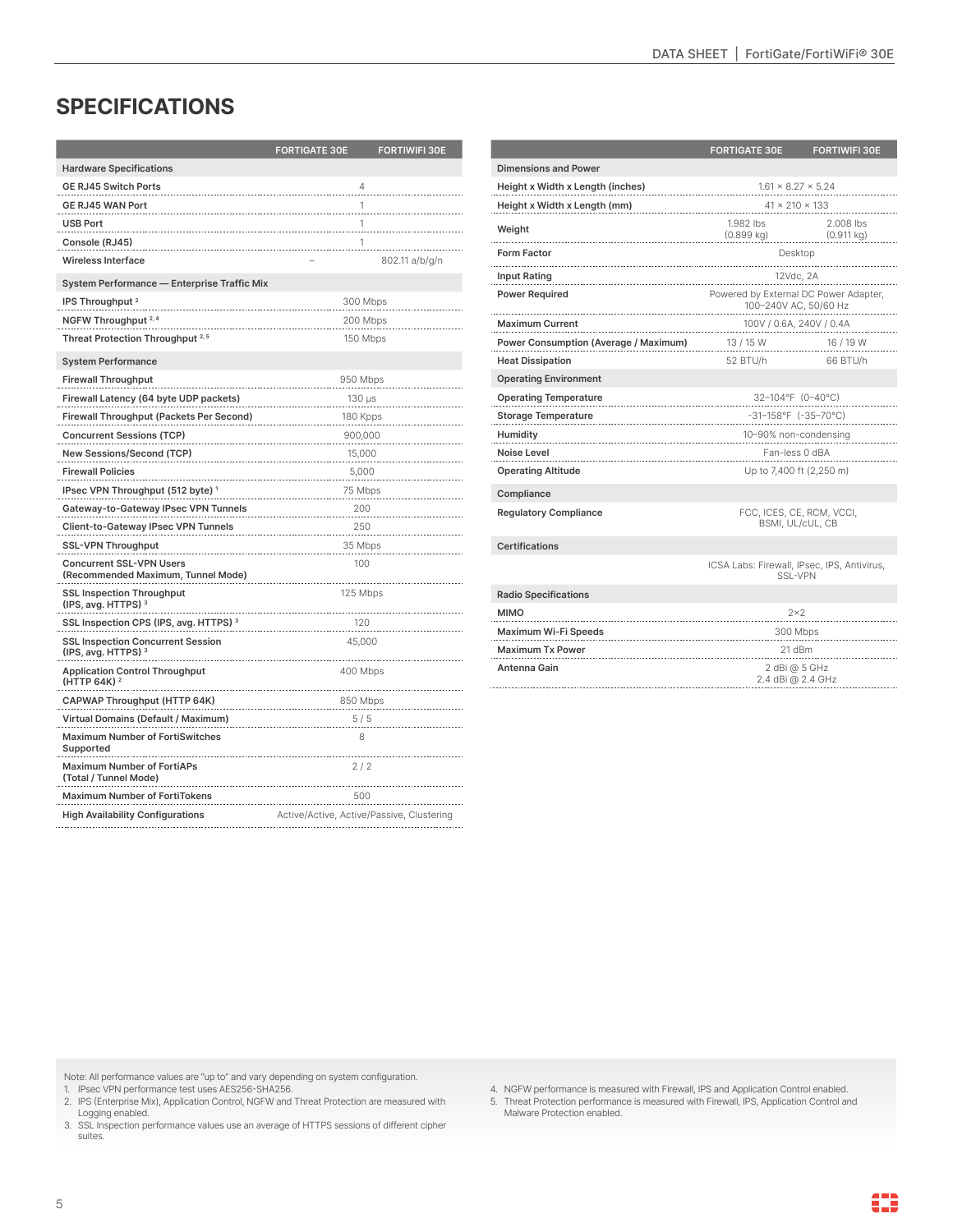## SPECIFICATIONS

| | FORTIGATE 30E | FORTIWIFI 30E |
|---|---|---|
| **Hardware Specifications** | | |
| GE RJ45 Switch Ports | 4 | |
| GE RJ45 WAN Port | 1 | |
| USB Port | 1 | |
| Console (RJ45) | 1 | |
| Wireless Interface | – | 802.11 a/b/g/n |
| **System Performance — Enterprise Traffic Mix** | | |
| IPS Throughput [2] | 300 Mbps | |
| NGFW Throughput [2, 4] | 200 Mbps | |
| Threat Protection Throughput [2, 5] | 150 Mbps | |
| **System Performance** | | |
| Firewall Throughput | 950 Mbps | |
| Firewall Latency (64 byte UDP packets) | 130 μs | |
| Firewall Throughput (Packets Per Second) | 180 Kpps | |
| Concurrent Sessions (TCP) | 900,000 | |
| New Sessions/Second (TCP) | 15,000 | |
| Firewall Policies | 5,000 | |
| IPsec VPN Throughput (512 byte) [1] | 75 Mbps | |
| Gateway-to-Gateway IPsec VPN Tunnels | 200 | |
| Client-to-Gateway IPsec VPN Tunnels | 250 | |
| SSL-VPN Throughput | 35 Mbps | |
| Concurrent SSL-VPN Users (Recommended Maximum, Tunnel Mode) | 100 | |
| SSL Inspection Throughput (IPS, avg. HTTPS) [3] | 125 Mbps | |
| SSL Inspection CPS (IPS, avg. HTTPS) [3] | 120 | |
| SSL Inspection Concurrent Session (IPS, avg. HTTPS) [3] | 45,000 | |
| Application Control Throughput (HTTP 64K) [2] | 400 Mbps | |
| CAPWAP Throughput (HTTP 64K) | 850 Mbps | |
| Virtual Domains (Default / Maximum) | 5 / 5 | |
| Maximum Number of FortiSwitches Supported | 8 | |
| Maximum Number of FortiAPs (Total / Tunnel Mode) | 2 / 2 | |
| Maximum Number of FortiTokens | 500 | |
| High Availability Configurations | Active/Active, Active/Passive, Clustering | |

| | FORTIGATE 30E | FORTIWIFI 30E |
|---|---|---|
| **Dimensions and Power** | | |
| Height x Width x Length (inches) | 1.61 × 8.27 × 5.24 | |
| Height x Width x Length (mm) | 41 × 210 × 133 | |
| Weight | 1.982 lbs (0.899 kg) | 2.008 lbs (0.911 kg) |
| Form Factor | Desktop | |
| Input Rating | 12Vdc, 2A | |
| Power Required | Powered by External DC Power Adapter, 100–240V AC, 50/60 Hz | |
| Maximum Current | 100V / 0.6A, 240V / 0.4A | |
| Power Consumption (Average / Maximum) | 13 / 15 W | 16 / 19 W |
| Heat Dissipation | 52 BTU/h | 66 BTU/h |
| **Operating Environment** | | |
| Operating Temperature | 32–104°F (0–40°C) | |
| Storage Temperature | -31–158°F (-35–70°C) | |
| Humidity | 10–90% non-condensing | |
| Noise Level | Fan-less 0 dBA | |
| Operating Altitude | Up to 7,400 ft (2,250 m) | |
| **Compliance** | | |
| Regulatory Compliance | FCC, ICES, CE, RCM, VCCI, BSMI, UL/cUL, CB | |
| **Certifications** | | |
| | ICSA Labs: Firewall, IPsec, IPS, Antivirus, SSL-VPN | |
| **Radio Specifications** | | |
| MIMO | 2×2 | |
| Maximum Wi-Fi Speeds | 300 Mbps | |
| Maximum Tx Power | 21 dBm | |
| Antenna Gain | 2 dBi @ 5 GHz<br>2.4 dBi @ 2.4 GHz | |

Note: All performance values are "up to" and vary depending on system configuration.

1. IPsec VPN performance test uses AES256-SHA256.
2. IPS (Enterprise Mix), Application Control, NGFW and Threat Protection are measured with Logging enabled.
3. SSL Inspection performance values use an average of HTTPS sessions of different cipher suites.
4. NGFW performance is measured with Firewall, IPS and Application Control enabled.
5. Threat Protection performance is measured with Firewall, IPS, Application Control and Malware Protection enabled.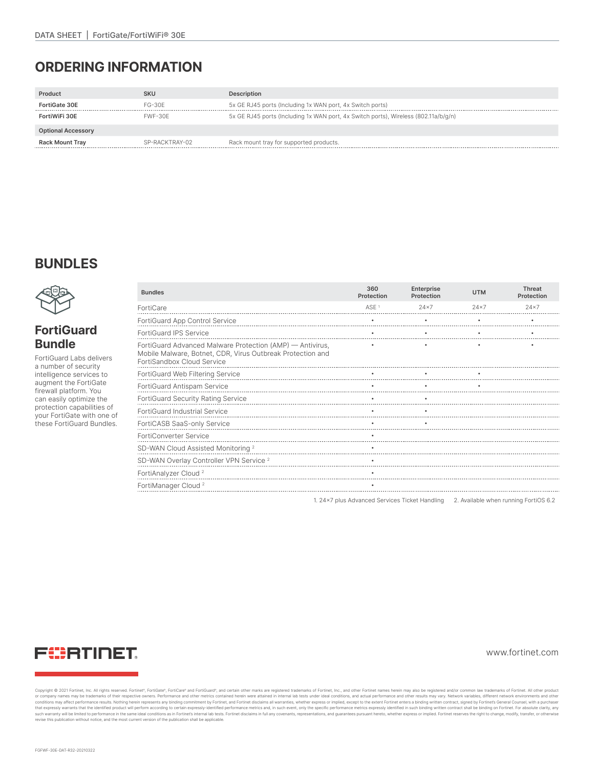## ORDERING INFORMATION

| Product | SKU | Description |
|---|---|---|
| **FortiGate 30E** | FG-30E | 5x GE RJ45 ports (Including 1x WAN port, 4x Switch ports) |
| **FortiWiFi 30E** | FWF-30E | 5x GE RJ45 ports (Including 1x WAN port, 4x Switch ports), Wireless (802.11a/b/g/n) |
| **Optional Accessory** | | |
| **Rack Mount Tray** | SP-RACKTRAY-02 | Rack mount tray for supported products. |

## BUNDLES

### FortiGuard Bundle

FortiGuard Labs delivers a number of security intelligence services to augment the FortiGate firewall platform. You can easily optimize the protection capabilities of your FortiGate with one of these FortiGuard Bundles.

| Bundles | 360 Protection | Enterprise Protection | UTM | Threat Protection |
|---|---|---|---|---|
| FortiCare | ASE [1] | 24×7 | 24×7 | 24×7 |
| FortiGuard App Control Service | • | • | • | • |
| FortiGuard IPS Service | • | • | • | • |
| FortiGuard Advanced Malware Protection (AMP) — Antivirus, Mobile Malware, Botnet, CDR, Virus Outbreak Protection and FortiSandbox Cloud Service | • | • | • | • |
| FortiGuard Web Filtering Service | • | • | • | |
| FortiGuard Antispam Service | • | • | • | |
| FortiGuard Security Rating Service | • | • | | |
| FortiGuard Industrial Service | • | • | | |
| FortiCASB SaaS-only Service | • | • | | |
| FortiConverter Service | • | | | |
| SD-WAN Cloud Assisted Monitoring [2] | • | | | |
| SD-WAN Overlay Controller VPN Service [2] | • | | | |
| FortiAnalyzer Cloud [2] | • | | | |
| FortiManager Cloud [2] | • | | | |

1. 24×7 plus Advanced Services Ticket Handling  2. Available when running FortiOS 6.2

www.fortinet.com

Copyright © 2021 Fortinet, Inc. All rights reserved. Fortinet®, FortiGate®, FortiCare® and FortiGuard®, and certain other marks are registered trademarks of Fortinet, Inc., and other Fortinet names herein may also be registered and/or common law trademarks of Fortinet. All other product or company names may be trademarks of their respective owners. Performance and other metrics contained herein were attained in internal lab tests under ideal conditions, and actual performance and other results may vary. Network variables, different network environments and other conditions may affect performance results. Nothing herein represents any binding commitment by Fortinet, and Fortinet disclaims all warranties, whether express or implied, except to the extent Fortinet enters a binding written contract, signed by Fortinet's General Counsel, with a purchaser that expressly warrants that the identified product will perform according to certain expressly-identified performance metrics and, in such event, only the specific performance metrics expressly identified in such binding written contract shall be binding on Fortinet. For absolute clarity, any such warranty will be limited to performance in the same ideal conditions as in Fortinet's internal lab tests. Fortinet disclaims in full any covenants, representations, and guarantees pursuant hereto, whether express or implied. Fortinet reserves the right to change, modify, transfer, or otherwise revise this publication without notice, and the most current version of the publication shall be applicable.

FGFWF-30E-DAT-R32-20210322